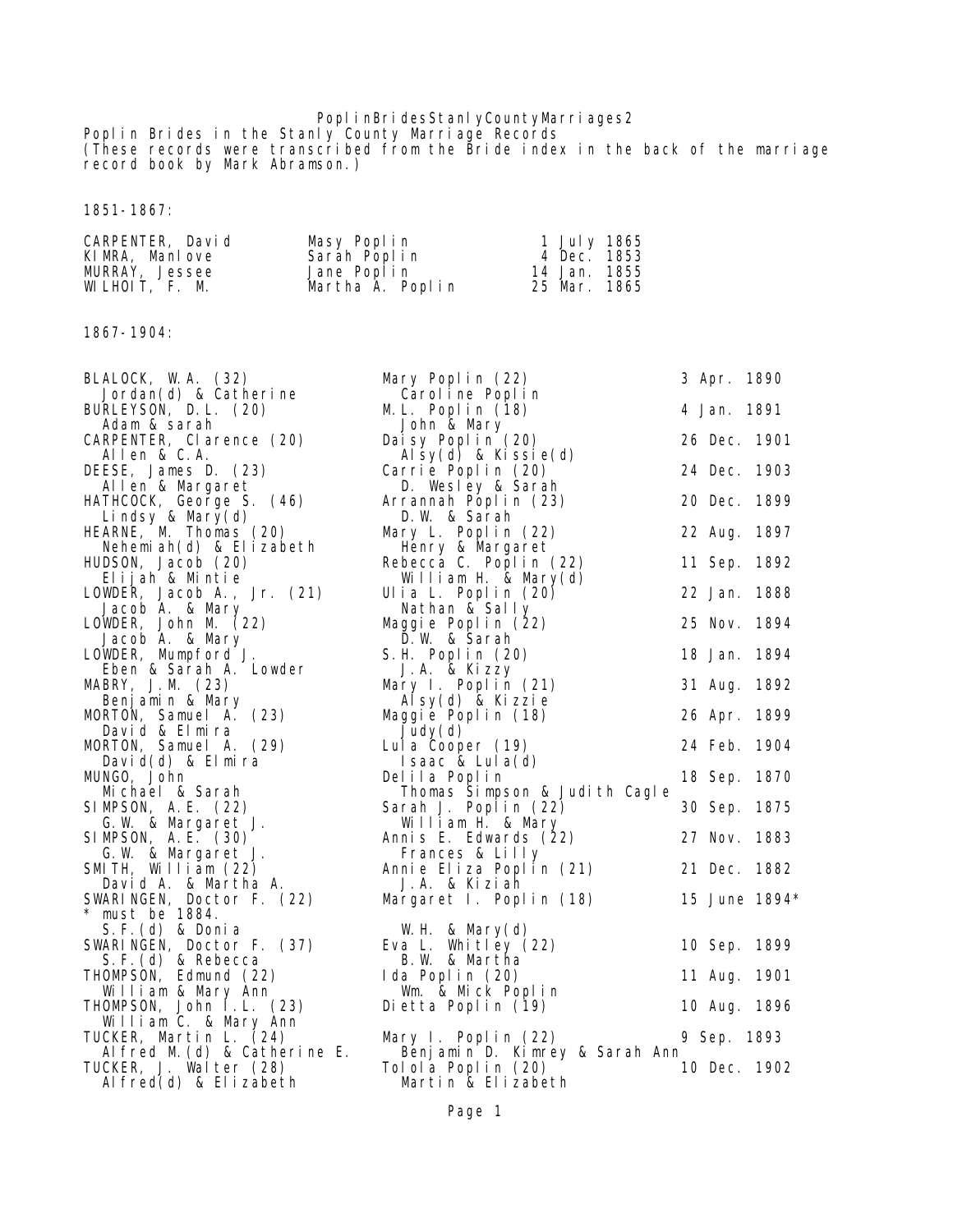PoplinBridesStanlyCountyMarriages2

Poplin Brides in the Stanly County Marriage Records
(These records were transcribed from the Bride index in the back of the marriage record book by Mark Abramson.)

1851-1867:

| | | |
|---|---|---|
| CARPENTER, David | Masy Poplin | 1 July 1865 |
| KIMRA, Manlove | Sarah Poplin | 4 Dec. 1853 |
| MURRAY, Jessee | Jane Poplin | 14 Jan. 1855 |
| WILHOIT, F. M. | Martha A. Poplin | 25 Mar. 1865 |

1867-1904:

| | | |
|---|---|---|
| BLALOCK, W.A. (32)<br>Jordan(d) & Catherine | Mary Poplin (22)<br>Caroline Poplin | 3 Apr. 1890 |
| BURLEYSON, D.L. (20)<br>Adam & sarah | M.L. Poplin (18)<br>John & Mary | 4 Jan. 1891 |
| CARPENTER, Clarence (20)<br>Allen & C.A. | Daisy Poplin (20)<br>Alsy(d) & Kissie(d) | 26 Dec. 1901 |
| DEESE, James D. (23)<br>Allen & Margaret | Carrie Poplin (20)<br>D. Wesley & Sarah | 24 Dec. 1903 |
| HATHCOCK, George S. (46)<br>Lindsy & Mary(d) | Arrannah Poplin (23)<br>D.W. & Sarah | 20 Dec. 1899 |
| HEARNE, M. Thomas (20)<br>Nehemiah(d) & Elizabeth | Mary L. Poplin (22)<br>Henry & Margaret | 22 Aug. 1897 |
| HUDSON, Jacob (20)<br>Elijah & Mintie | Rebecca C. Poplin (22)<br>William H. & Mary(d) | 11 Sep. 1892 |
| LOWDER, Jacob A., Jr. (21)<br>Jacob A. & Mary | Ulia L. Poplin (20)<br>Nathan & Sally | 22 Jan. 1888 |
| LOWDER, John M. (22)<br>Jacob A. & Mary | Maggie Poplin (22)<br>D.W. & Sarah | 25 Nov. 1894 |
| LOWDER, Mumpford J.<br>Eben & Sarah A. Lowder | S.H. Poplin (20)<br>J.A. & Kizzy | 18 Jan. 1894 |
| MABRY, J.M. (23)<br>Benjamin & Mary | Mary I. Poplin (21)<br>Alsy(d) & Kizzie | 31 Aug. 1892 |
| MORTON, Samuel A. (23)<br>David & Elmira | Maggie Poplin (18)<br>Judy(d) | 26 Apr. 1899 |
| MORTON, Samuel A. (29)<br>David(d) & Elmira | Lula Cooper (19)<br>Isaac & Lula(d) | 24 Feb. 1904 |
| MUNGO, John<br>Michael & Sarah | Delila Poplin<br>Thomas Simpson & Judith Cagle | 18 Sep. 1870 |
| SIMPSON, A.E. (22)<br>G.W. & Margaret J. | Sarah J. Poplin (22)<br>William H. & Mary | 30 Sep. 1875 |
| SIMPSON, A.E. (30)<br>G.W. & Margaret J. | Annis E. Edwards (22)<br>Frances & Lilly | 27 Nov. 1883 |
| SMITH, William (22)<br>David A. & Martha A. | Annie Eliza Poplin (21)<br>J.A. & Kiziah | 21 Dec. 1882 |
| SWARINGEN, Doctor F. (22)<br>* must be 1884.<br>S.F.(d) & Donia | Margaret I. Poplin (18)<br>W.H. & Mary(d) | 15 June 1894* |
| SWARINGEN, Doctor F. (37)<br>S.F.(d) & Rebecca | Eva L. Whitley (22)<br>B.W. & Martha | 10 Sep. 1899 |
| THOMPSON, Edmund (22)<br>William & Mary Ann | Ida Poplin (20)<br>Wm. & Mick Poplin | 11 Aug. 1901 |
| THOMPSON, John I.L. (23)<br>William C. & Mary Ann | Dietta Poplin (19) | 10 Aug. 1896 |
| TUCKER, Martin L. (24)<br>Alfred M.(d) & Catherine E. | Mary I. Poplin (22)<br>Benjamin D. Kimrey & Sarah Ann | 9 Sep. 1893 |
| TUCKER, J. Walter (28)<br>Alfred(d) & Elizabeth | Tolola Poplin (20)<br>Martin & Elizabeth | 10 Dec. 1902 |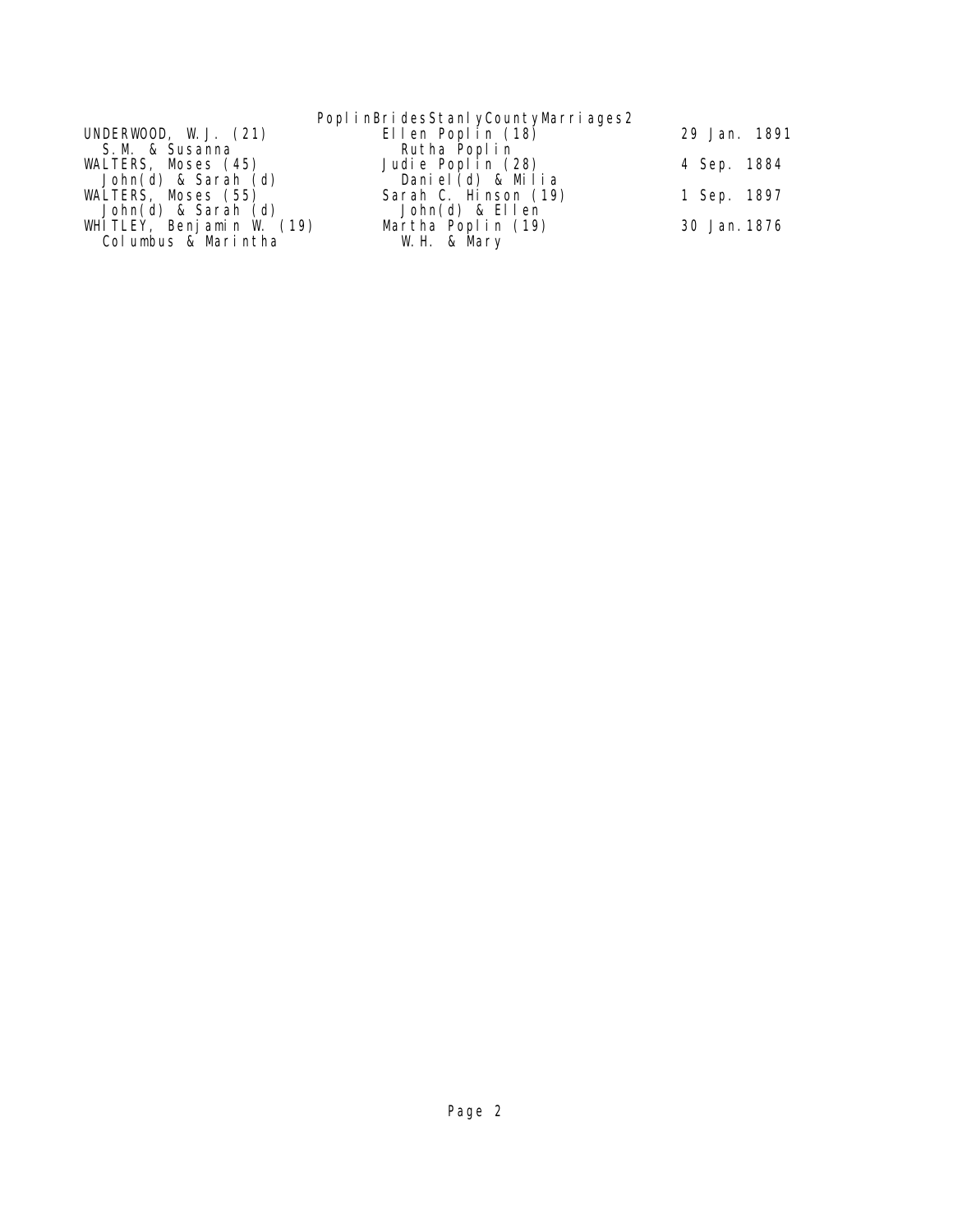| | | |
|---|---|---|
| UNDERWOOD, W.J. (21) | Ellen Poplin (18) | 29 Jan. 1891 |
| S.M. & Susanna | Rutha Poplin | |
| WALTERS, Moses (45) | Judie Poplin (28) | 4 Sep. 1884 |
| John(d) & Sarah (d) | Daniel(d) & Milia | |
| WALTERS, Moses (55) | Sarah C. Hinson (19) | 1 Sep. 1897 |
| John(d) & Sarah (d) | John(d) & Ellen | |
| WHITLEY, Benjamin W. (19) | Martha Poplin (19) | 30 Jan.1876 |
| Columbus & Marintha | W.H. & Mary | |